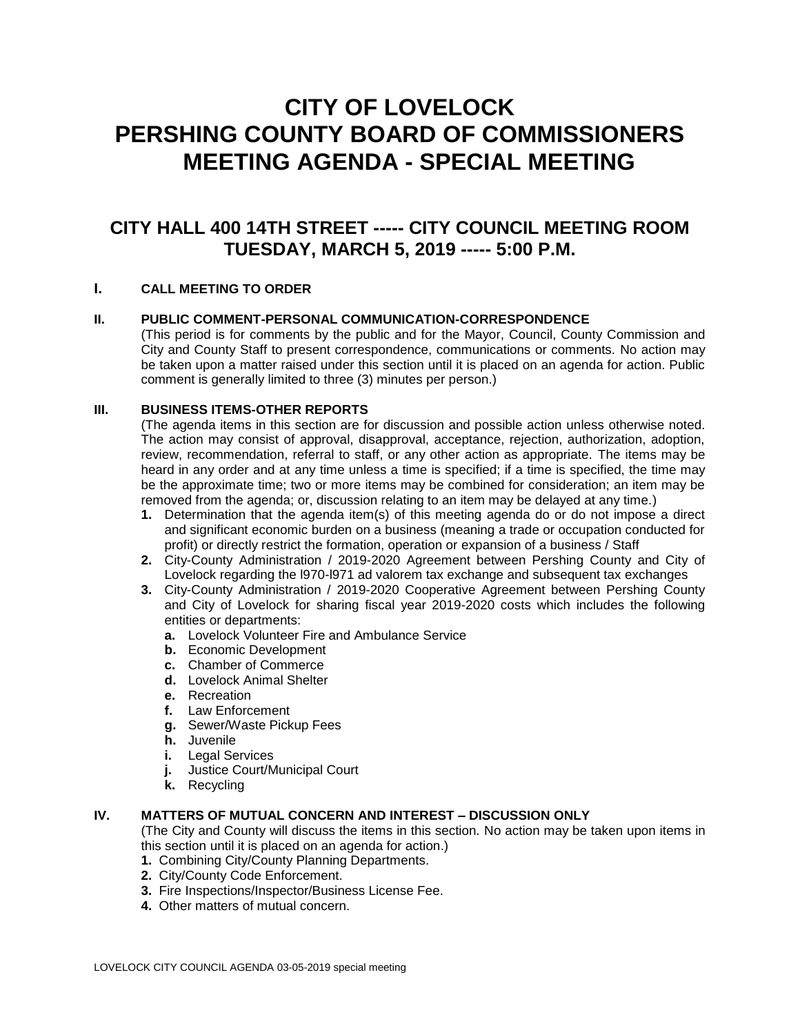# CITY OF LOVELOCK
# PERSHING COUNTY BOARD OF COMMISSIONERS
# MEETING AGENDA - SPECIAL MEETING

## CITY HALL 400 14TH STREET ----- CITY COUNCIL MEETING ROOM
## TUESDAY, MARCH 5, 2019 ----- 5:00 P.M.

**I. CALL MEETING TO ORDER**

**II. PUBLIC COMMENT-PERSONAL COMMUNICATION-CORRESPONDENCE**

(This period is for comments by the public and for the Mayor, Council, County Commission and City and County Staff to present correspondence, communications or comments. No action may be taken upon a matter raised under this section until it is placed on an agenda for action. Public comment is generally limited to three (3) minutes per person.)

**III. BUSINESS ITEMS-OTHER REPORTS**

(The agenda items in this section are for discussion and possible action unless otherwise noted. The action may consist of approval, disapproval, acceptance, rejection, authorization, adoption, review, recommendation, referral to staff, or any other action as appropriate. The items may be heard in any order and at any time unless a time is specified; if a time is specified, the time may be the approximate time; two or more items may be combined for consideration; an item may be removed from the agenda; or, discussion relating to an item may be delayed at any time.)

1. Determination that the agenda item(s) of this meeting agenda do or do not impose a direct and significant economic burden on a business (meaning a trade or occupation conducted for profit) or directly restrict the formation, operation or expansion of a business / Staff
2. City-County Administration / 2019-2020 Agreement between Pershing County and City of Lovelock regarding the l970-l971 ad valorem tax exchange and subsequent tax exchanges
3. City-County Administration / 2019-2020 Cooperative Agreement between Pershing County and City of Lovelock for sharing fiscal year 2019-2020 costs which includes the following entities or departments:
   - **a.** Lovelock Volunteer Fire and Ambulance Service
   - **b.** Economic Development
   - **c.** Chamber of Commerce
   - **d.** Lovelock Animal Shelter
   - **e.** Recreation
   - **f.** Law Enforcement
   - **g.** Sewer/Waste Pickup Fees
   - **h.** Juvenile
   - **i.** Legal Services
   - **j.** Justice Court/Municipal Court
   - **k.** Recycling

**IV. MATTERS OF MUTUAL CONCERN AND INTEREST – DISCUSSION ONLY**

(The City and County will discuss the items in this section. No action may be taken upon items in this section until it is placed on an agenda for action.)

1. Combining City/County Planning Departments.
2. City/County Code Enforcement.
3. Fire Inspections/Inspector/Business License Fee.
4. Other matters of mutual concern.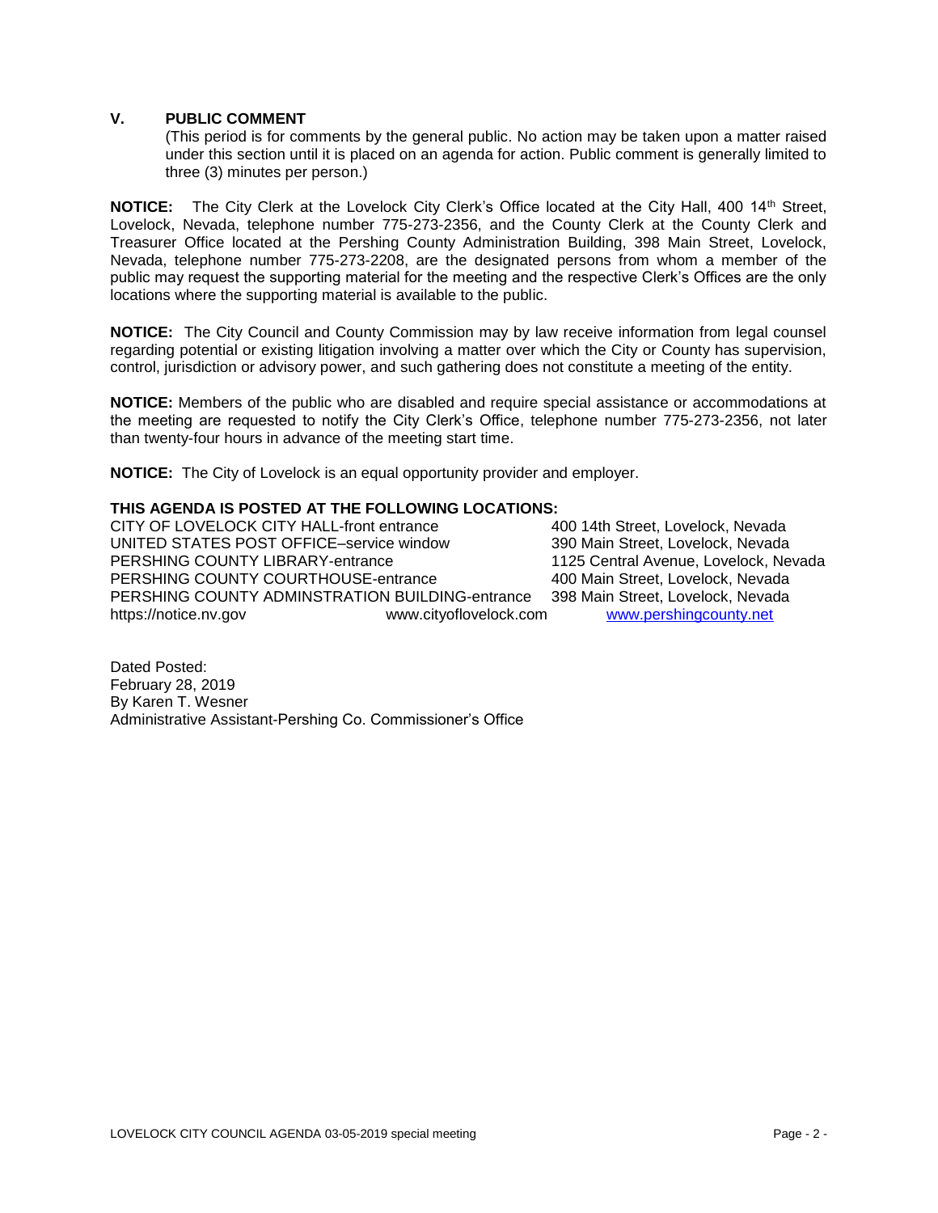## V. PUBLIC COMMENT

(This period is for comments by the general public. No action may be taken upon a matter raised under this section until it is placed on an agenda for action. Public comment is generally limited to three (3) minutes per person.)

**NOTICE:** The City Clerk at the Lovelock City Clerk's Office located at the City Hall, 400 14th Street, Lovelock, Nevada, telephone number 775-273-2356, and the County Clerk at the County Clerk and Treasurer Office located at the Pershing County Administration Building, 398 Main Street, Lovelock, Nevada, telephone number 775-273-2208, are the designated persons from whom a member of the public may request the supporting material for the meeting and the respective Clerk's Offices are the only locations where the supporting material is available to the public.

**NOTICE:** The City Council and County Commission may by law receive information from legal counsel regarding potential or existing litigation involving a matter over which the City or County has supervision, control, jurisdiction or advisory power, and such gathering does not constitute a meeting of the entity.

**NOTICE:** Members of the public who are disabled and require special assistance or accommodations at the meeting are requested to notify the City Clerk's Office, telephone number 775-273-2356, not later than twenty-four hours in advance of the meeting start time.

**NOTICE:** The City of Lovelock is an equal opportunity provider and employer.

**THIS AGENDA IS POSTED AT THE FOLLOWING LOCATIONS:**

| | |
|---|---|
| CITY OF LOVELOCK CITY HALL-front entrance | 400 14th Street, Lovelock, Nevada |
| UNITED STATES POST OFFICE–service window | 390 Main Street, Lovelock, Nevada |
| PERSHING COUNTY LIBRARY-entrance | 1125 Central Avenue, Lovelock, Nevada |
| PERSHING COUNTY COURTHOUSE-entrance | 400 Main Street, Lovelock, Nevada |
| PERSHING COUNTY ADMINSTRATION BUILDING-entrance | 398 Main Street, Lovelock, Nevada |

https://notice.nv.gov    www.cityoflovelock.com    www.pershingcounty.net

Dated Posted:
February 28, 2019
By Karen T. Wesner
Administrative Assistant-Pershing Co. Commissioner's Office